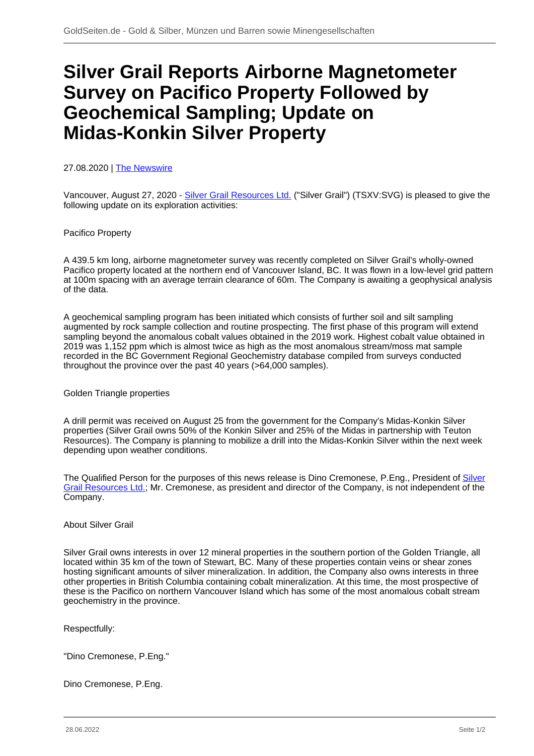# Silver Grail Reports Airborne Magnetometer Survey on Pacifico Property Followed by Geochemical Sampling; Update on Midas-Konkin Silver Property

27.08.2020 | The Newswire

Vancouver, August 27, 2020 - Silver Grail Resources Ltd. ("Silver Grail") (TSXV:SVG) is pleased to give the following update on its exploration activities:

Pacifico Property

A 439.5 km long, airborne magnetometer survey was recently completed on Silver Grail's wholly-owned Pacifico property located at the northern end of Vancouver Island, BC. It was flown in a low-level grid pattern at 100m spacing with an average terrain clearance of 60m. The Company is awaiting a geophysical analysis of the data.

A geochemical sampling program has been initiated which consists of further soil and silt sampling augmented by rock sample collection and routine prospecting. The first phase of this program will extend sampling beyond the anomalous cobalt values obtained in the 2019 work. Highest cobalt value obtained in 2019 was 1,152 ppm which is almost twice as high as the most anomalous stream/moss mat sample recorded in the BC Government Regional Geochemistry database compiled from surveys conducted throughout the province over the past 40 years (>64,000 samples).

Golden Triangle properties

A drill permit was received on August 25 from the government for the Company's Midas-Konkin Silver properties (Silver Grail owns 50% of the Konkin Silver and 25% of the Midas in partnership with Teuton Resources). The Company is planning to mobilize a drill into the Midas-Konkin Silver within the next week depending upon weather conditions.

The Qualified Person for the purposes of this news release is Dino Cremonese, P.Eng., President of Silver Grail Resources Ltd.; Mr. Cremonese, as president and director of the Company, is not independent of the Company.

About Silver Grail

Silver Grail owns interests in over 12 mineral properties in the southern portion of the Golden Triangle, all located within 35 km of the town of Stewart, BC. Many of these properties contain veins or shear zones hosting significant amounts of silver mineralization. In addition, the Company also owns interests in three other properties in British Columbia containing cobalt mineralization. At this time, the most prospective of these is the Pacifico on northern Vancouver Island which has some of the most anomalous cobalt stream geochemistry in the province.

Respectfully:

"Dino Cremonese, P.Eng."

Dino Cremonese, P.Eng.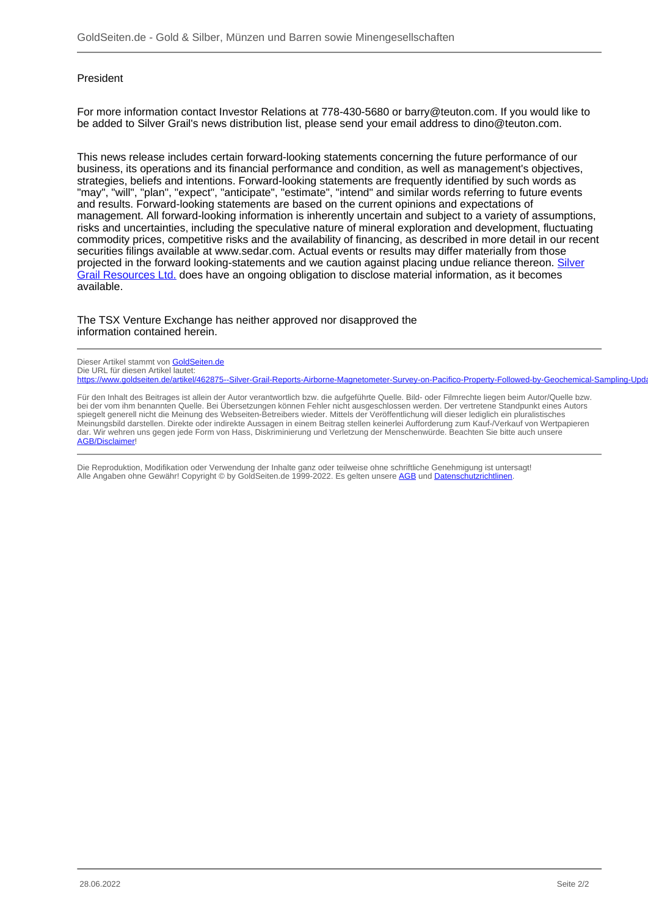President

For more information contact Investor Relations at 778-430-5680 or barry@teuton.com. If you would like to be added to Silver Grail's news distribution list, please send your email address to dino@teuton.com.

This news release includes certain forward-looking statements concerning the future performance of our business, its operations and its financial performance and condition, as well as management's objectives, strategies, beliefs and intentions. Forward-looking statements are frequently identified by such words as "may", "will", "plan", "expect", "anticipate", "estimate", "intend" and similar words referring to future events and results. Forward-looking statements are based on the current opinions and expectations of management. All forward-looking information is inherently uncertain and subject to a variety of assumptions, risks and uncertainties, including the speculative nature of mineral exploration and development, fluctuating commodity prices, competitive risks and the availability of financing, as described in more detail in our recent securities filings available at www.sedar.com. Actual events or results may differ materially from those projected in the forward looking-statements and we caution against placing undue reliance thereon. Silver Grail Resources Ltd. does have an ongoing obligation to disclose material information, as it becomes available.

The TSX Venture Exchange has neither approved nor disapproved the information contained herein.

---

Dieser Artikel stammt von GoldSeiten.de
Die URL für diesen Artikel lautet:
https://www.goldseiten.de/artikel/462875--Silver-Grail-Reports-Airborne-Magnetometer-Survey-on-Pacifico-Property-Followed-by-Geochemical-Sampling-Upda

Für den Inhalt des Beitrages ist allein der Autor verantwortlich bzw. die aufgeführte Quelle. Bild- oder Filmrechte liegen beim Autor/Quelle bzw. bei der vom ihm benannten Quelle. Bei Übersetzungen können Fehler nicht ausgeschlossen werden. Der vertretene Standpunkt eines Autors spiegelt generell nicht die Meinung des Webseiten-Betreibers wieder. Mittels der Veröffentlichung will dieser lediglich ein pluralistisches Meinungsbild darstellen. Direkte oder indirekte Aussagen in einem Beitrag stellen keinerlei Aufforderung zum Kauf-/Verkauf von Wertpapieren dar. Wir wehren uns gegen jede Form von Hass, Diskriminierung und Verletzung der Menschenwürde. Beachten Sie bitte auch unsere AGB/Disclaimer!

---

Die Reproduktion, Modifikation oder Verwendung der Inhalte ganz oder teilweise ohne schriftliche Genehmigung ist untersagt!
Alle Angaben ohne Gewähr! Copyright © by GoldSeiten.de 1999-2022. Es gelten unsere AGB und Datenschutzrichtlinen.